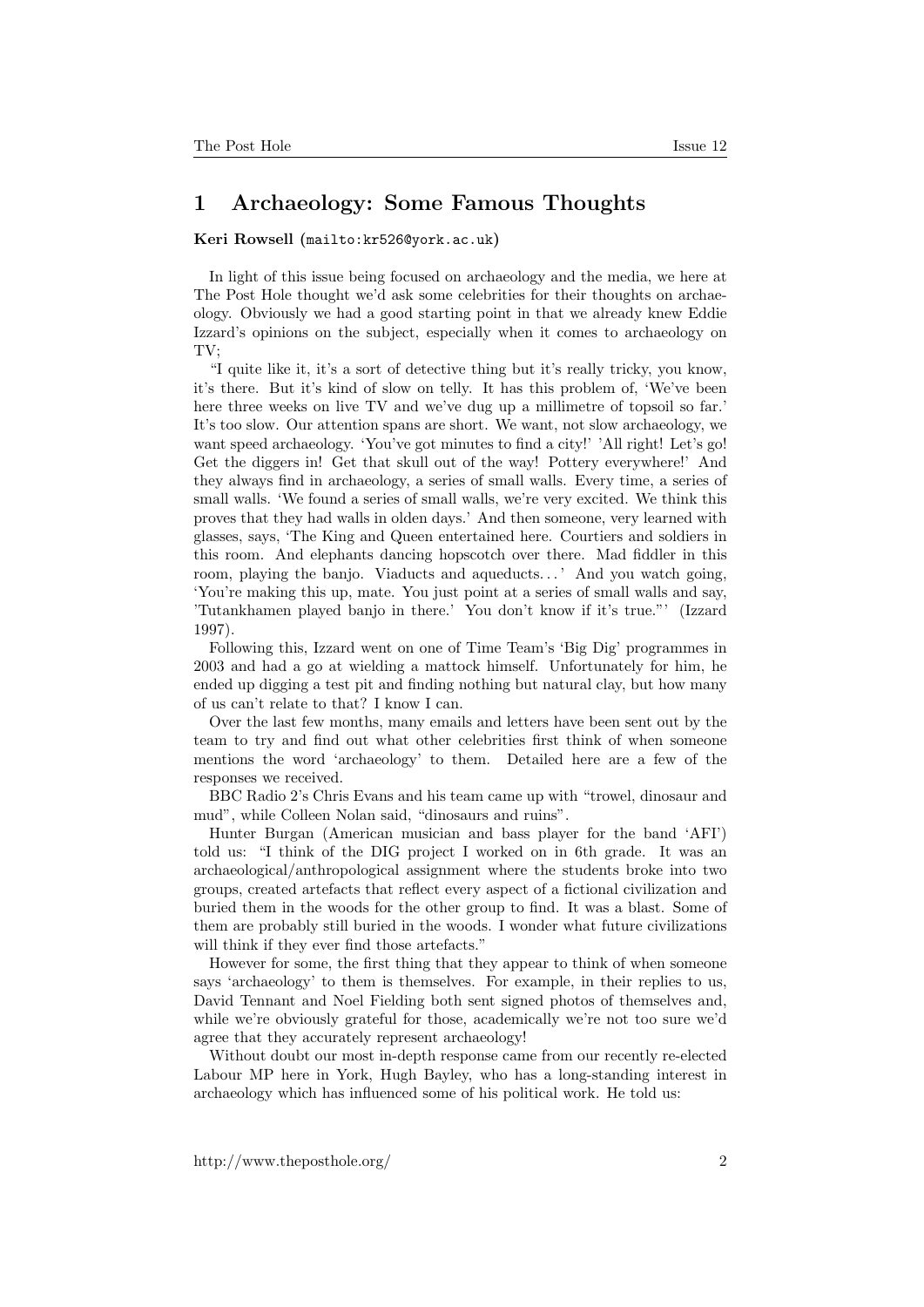# 1 Archaeology: Some Famous Thoughts

**Keri Rowsell** (mailto:kr526@york.ac.uk)

In light of this issue being focused on archaeology and the media, we here at The Post Hole thought we'd ask some celebrities for their thoughts on archaeology. Obviously we had a good starting point in that we already knew Eddie Izzard's opinions on the subject, especially when it comes to archaeology on TV;

"I quite like it, it's a sort of detective thing but it's really tricky, you know, it's there. But it's kind of slow on telly. It has this problem of, 'We've been here three weeks on live TV and we've dug up a millimetre of topsoil so far.' It's too slow. Our attention spans are short. We want, not slow archaeology, we want speed archaeology. 'You've got minutes to find a city!' 'All right! Let's go! Get the diggers in! Get that skull out of the way! Pottery everywhere!' And they always find in archaeology, a series of small walls. Every time, a series of small walls. 'We found a series of small walls, we're very excited. We think this proves that they had walls in olden days.' And then someone, very learned with glasses, says, 'The King and Queen entertained here. Courtiers and soldiers in this room. And elephants dancing hopscotch over there. Mad fiddler in this room, playing the banjo. Viaducts and aqueducts...' And you watch going, 'You're making this up, mate. You just point at a series of small walls and say, 'Tutankhamen played banjo in there.' You don't know if it's true."' (Izzard 1997).

Following this, Izzard went on one of Time Team's 'Big Dig' programmes in 2003 and had a go at wielding a mattock himself. Unfortunately for him, he ended up digging a test pit and finding nothing but natural clay, but how many of us can't relate to that? I know I can.

Over the last few months, many emails and letters have been sent out by the team to try and find out what other celebrities first think of when someone mentions the word 'archaeology' to them. Detailed here are a few of the responses we received.

BBC Radio 2's Chris Evans and his team came up with "trowel, dinosaur and mud", while Colleen Nolan said, "dinosaurs and ruins".

Hunter Burgan (American musician and bass player for the band 'AFI') told us: "I think of the DIG project I worked on in 6th grade. It was an archaeological/anthropological assignment where the students broke into two groups, created artefacts that reflect every aspect of a fictional civilization and buried them in the woods for the other group to find. It was a blast. Some of them are probably still buried in the woods. I wonder what future civilizations will think if they ever find those artefacts."

However for some, the first thing that they appear to think of when someone says 'archaeology' to them is themselves. For example, in their replies to us, David Tennant and Noel Fielding both sent signed photos of themselves and, while we're obviously grateful for those, academically we're not too sure we'd agree that they accurately represent archaeology!

Without doubt our most in-depth response came from our recently re-elected Labour MP here in York, Hugh Bayley, who has a long-standing interest in archaeology which has influenced some of his political work. He told us: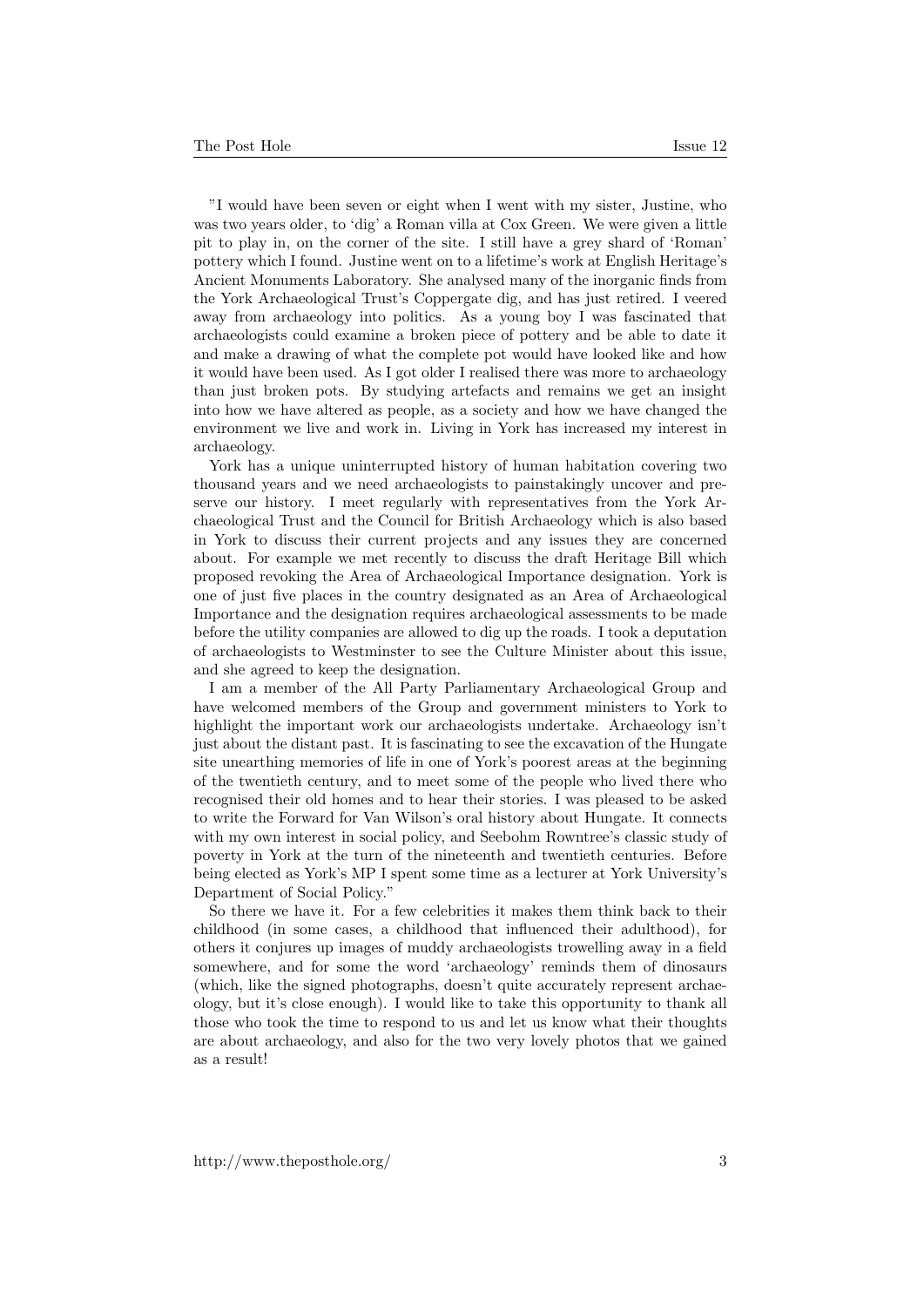"I would have been seven or eight when I went with my sister, Justine, who was two years older, to 'dig' a Roman villa at Cox Green. We were given a little pit to play in, on the corner of the site. I still have a grey shard of 'Roman' pottery which I found. Justine went on to a lifetime's work at English Heritage's Ancient Monuments Laboratory. She analysed many of the inorganic finds from the York Archaeological Trust's Coppergate dig, and has just retired. I veered away from archaeology into politics. As a young boy I was fascinated that archaeologists could examine a broken piece of pottery and be able to date it and make a drawing of what the complete pot would have looked like and how it would have been used. As I got older I realised there was more to archaeology than just broken pots. By studying artefacts and remains we get an insight into how we have altered as people, as a society and how we have changed the environment we live and work in. Living in York has increased my interest in archaeology.

York has a unique uninterrupted history of human habitation covering two thousand years and we need archaeologists to painstakingly uncover and preserve our history. I meet regularly with representatives from the York Archaeological Trust and the Council for British Archaeology which is also based in York to discuss their current projects and any issues they are concerned about. For example we met recently to discuss the draft Heritage Bill which proposed revoking the Area of Archaeological Importance designation. York is one of just five places in the country designated as an Area of Archaeological Importance and the designation requires archaeological assessments to be made before the utility companies are allowed to dig up the roads. I took a deputation of archaeologists to Westminster to see the Culture Minister about this issue, and she agreed to keep the designation.

I am a member of the All Party Parliamentary Archaeological Group and have welcomed members of the Group and government ministers to York to highlight the important work our archaeologists undertake. Archaeology isn't just about the distant past. It is fascinating to see the excavation of the Hungate site unearthing memories of life in one of York's poorest areas at the beginning of the twentieth century, and to meet some of the people who lived there who recognised their old homes and to hear their stories. I was pleased to be asked to write the Forward for Van Wilson's oral history about Hungate. It connects with my own interest in social policy, and Seebohm Rowntree's classic study of poverty in York at the turn of the nineteenth and twentieth centuries. Before being elected as York's MP I spent some time as a lecturer at York University's Department of Social Policy."

So there we have it. For a few celebrities it makes them think back to their childhood (in some cases, a childhood that influenced their adulthood), for others it conjures up images of muddy archaeologists trowelling away in a field somewhere, and for some the word 'archaeology' reminds them of dinosaurs (which, like the signed photographs, doesn't quite accurately represent archaeology, but it's close enough). I would like to take this opportunity to thank all those who took the time to respond to us and let us know what their thoughts are about archaeology, and also for the two very lovely photos that we gained as a result!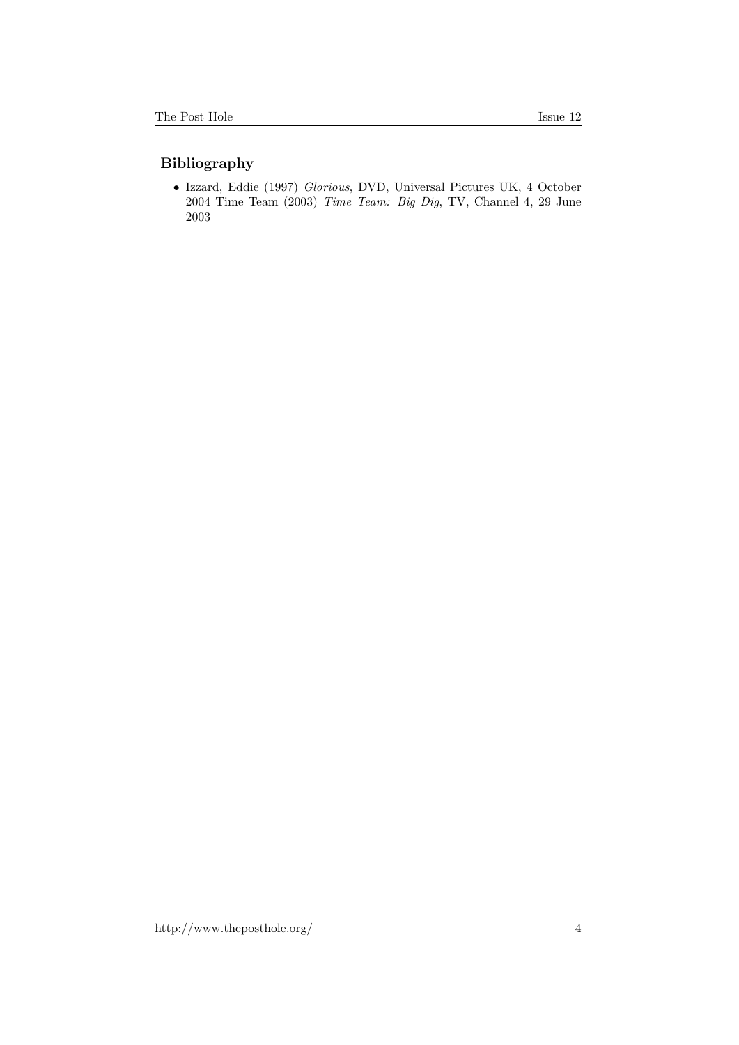## Bibliography

- Izzard, Eddie (1997) *Glorious*, DVD, Universal Pictures UK, 4 October 2004 Time Team (2003) *Time Team: Big Dig*, TV, Channel 4, 29 June 2003